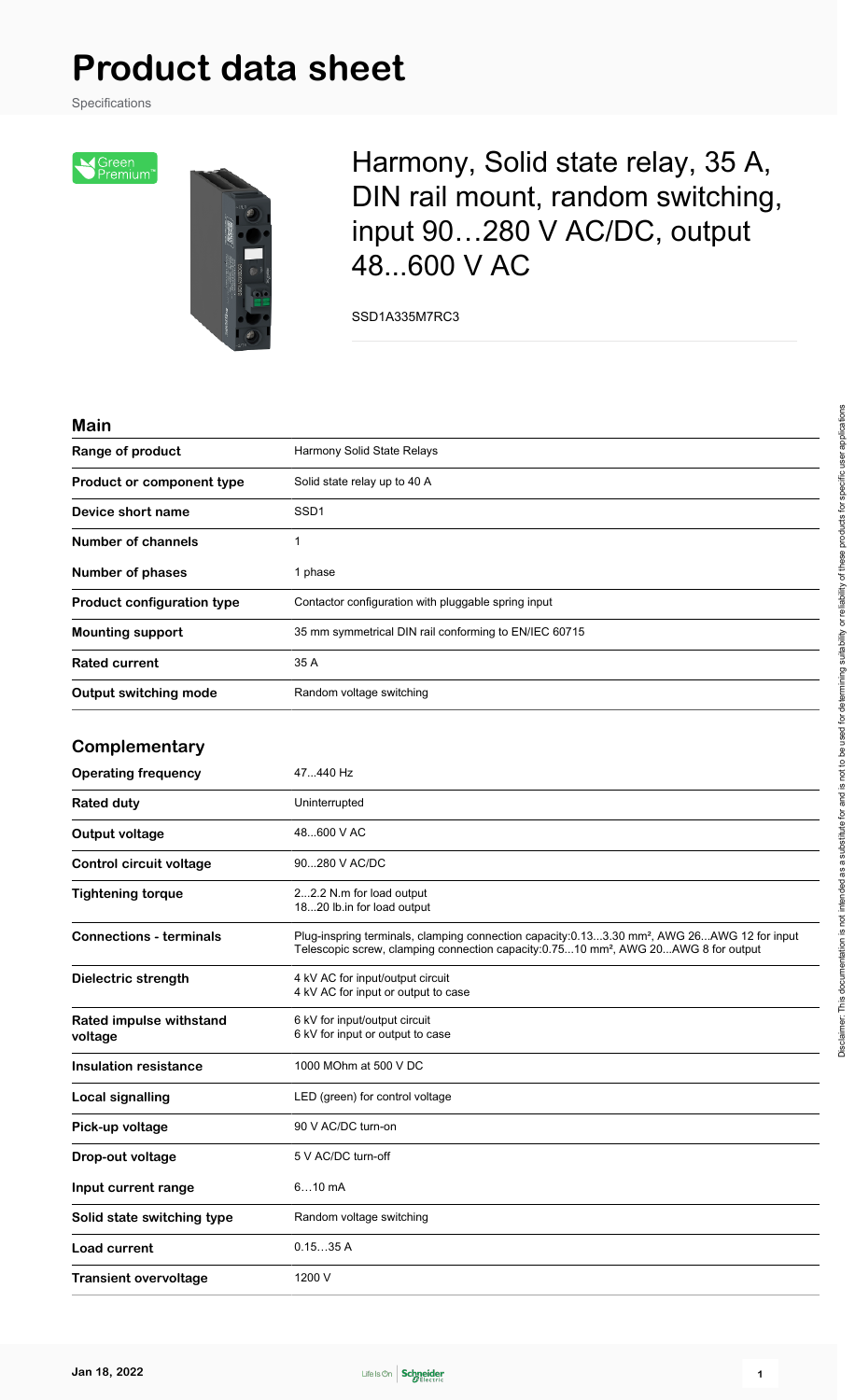# Product data sheet

Specifications

## Harmony, Solid state relay, 35 A, DIN rail mount, random switching, input 90…280 V AC/DC, output 48...600 V AC

SSD1A335M7RC3

### Main

| | |
|---|---|
| **Range of product** | Harmony Solid State Relays |
| **Product or component type** | Solid state relay up to 40 A |
| **Device short name** | SSD1 |
| **Number of channels** | 1 |
| **Number of phases** | 1 phase |
| **Product configuration type** | Contactor configuration with pluggable spring input |
| **Mounting support** | 35 mm symmetrical DIN rail conforming to EN/IEC 60715 |
| **Rated current** | 35 A |
| **Output switching mode** | Random voltage switching |

### Complementary

| | |
|---|---|
| **Operating frequency** | 47...440 Hz |
| **Rated duty** | Uninterrupted |
| **Output voltage** | 48...600 V AC |
| **Control circuit voltage** | 90...280 V AC/DC |
| **Tightening torque** | 2...2.2 N.m for load output<br>18...20 lb.in for load output |
| **Connections - terminals** | Plug-inspring terminals, clamping connection capacity:0.13...3.30 mm², AWG 26...AWG 12 for input<br>Telescopic screw, clamping connection capacity:0.75...10 mm², AWG 20...AWG 8 for output |
| **Dielectric strength** | 4 kV AC for input/output circuit<br>4 kV AC for input or output to case |
| **Rated impulse withstand voltage** | 6 kV for input/output circuit<br>6 kV for input or output to case |
| **Insulation resistance** | 1000 MOhm at 500 V DC |
| **Local signalling** | LED (green) for control voltage |
| **Pick-up voltage** | 90 V AC/DC turn-on |
| **Drop-out voltage** | 5 V AC/DC turn-off |
| **Input current range** | 6…10 mA |
| **Solid state switching type** | Random voltage switching |
| **Load current** | 0.15…35 A |
| **Transient overvoltage** | 1200 V |

Disclaimer: This documentation is not intended as a substitute for and is not to be used for determining suitability or reliability of these products for specific user applications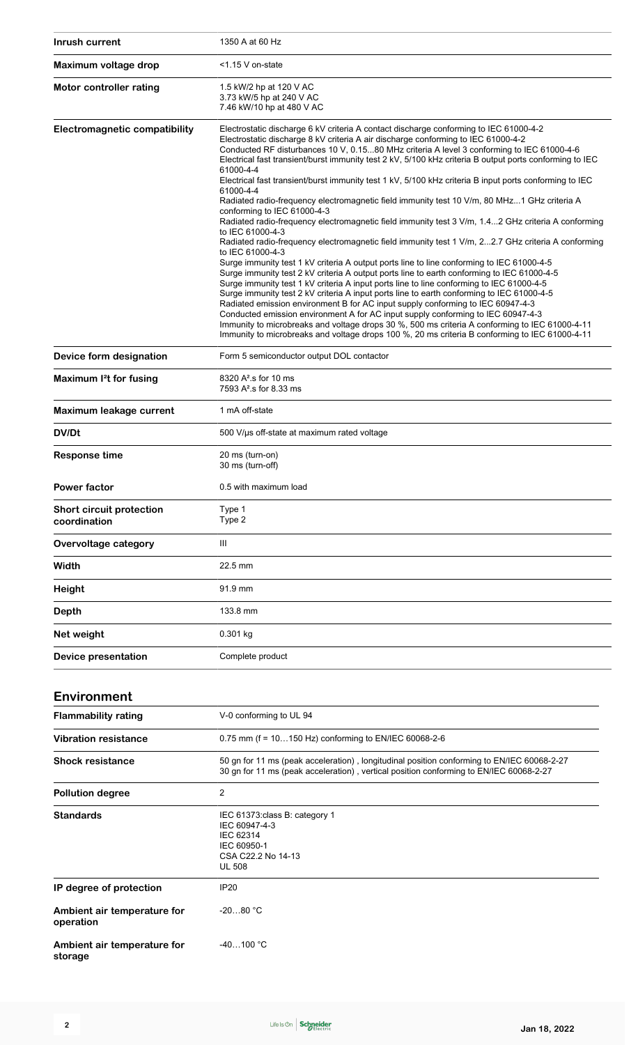| | |
|---|---|
| **Inrush current** | 1350 A at 60 Hz |
| **Maximum voltage drop** | <1.15 V on-state |
| **Motor controller rating** | 1.5 kW/2 hp at 120 V AC<br>3.73 kW/5 hp at 240 V AC<br>7.46 kW/10 hp at 480 V AC |
| **Electromagnetic compatibility** | Electrostatic discharge 6 kV criteria A contact discharge conforming to IEC 61000-4-2<br>Electrostatic discharge 8 kV criteria A air discharge conforming to IEC 61000-4-2<br>Conducted RF disturbances 10 V, 0.15...80 MHz criteria A level 3 conforming to IEC 61000-4-6<br>Electrical fast transient/burst immunity test 2 kV, 5/100 kHz criteria B output ports conforming to IEC 61000-4-4<br>Electrical fast transient/burst immunity test 1 kV, 5/100 kHz criteria B input ports conforming to IEC 61000-4-4<br>Radiated radio-frequency electromagnetic field immunity test 10 V/m, 80 MHz...1 GHz criteria A conforming to IEC 61000-4-3<br>Radiated radio-frequency electromagnetic field immunity test 3 V/m, 1.4...2 GHz criteria A conforming to IEC 61000-4-3<br>Radiated radio-frequency electromagnetic field immunity test 1 V/m, 2...2.7 GHz criteria A conforming to IEC 61000-4-3<br>Surge immunity test 1 kV criteria A output ports line to line conforming to IEC 61000-4-5<br>Surge immunity test 2 kV criteria A output ports line to earth conforming to IEC 61000-4-5<br>Surge immunity test 1 kV criteria A input ports line to line conforming to IEC 61000-4-5<br>Surge immunity test 2 kV criteria A input ports line to earth conforming to IEC 61000-4-5<br>Radiated emission environment B for AC input supply conforming to IEC 60947-4-3<br>Conducted emission environment A for AC input supply conforming to IEC 60947-4-3<br>Immunity to microbreaks and voltage drops 30 %, 500 ms criteria A conforming to IEC 61000-4-11<br>Immunity to microbreaks and voltage drops 100 %, 20 ms criteria B conforming to IEC 61000-4-11 |
| **Device form designation** | Form 5 semiconductor output DOL contactor |
| **Maximum I²t for fusing** | 8320 A².s for 10 ms<br>7593 A².s for 8.33 ms |
| **Maximum leakage current** | 1 mA off-state |
| **DV/Dt** | 500 V/µs off-state at maximum rated voltage |
| **Response time** | 20 ms (turn-on)<br>30 ms (turn-off) |
| **Power factor** | 0.5 with maximum load |
| **Short circuit protection coordination** | Type 1<br>Type 2 |
| **Overvoltage category** | III |
| **Width** | 22.5 mm |
| **Height** | 91.9 mm |
| **Depth** | 133.8 mm |
| **Net weight** | 0.301 kg |
| **Device presentation** | Complete product |

## Environment

| | |
|---|---|
| **Flammability rating** | V-0 conforming to UL 94 |
| **Vibration resistance** | 0.75 mm (f = 10…150 Hz) conforming to EN/IEC 60068-2-6 |
| **Shock resistance** | 50 gn for 11 ms (peak acceleration) , longitudinal position conforming to EN/IEC 60068-2-27<br>30 gn for 11 ms (peak acceleration) , vertical position conforming to EN/IEC 60068-2-27 |
| **Pollution degree** | 2 |
| **Standards** | IEC 61373:class B: category 1<br>IEC 60947-4-3<br>IEC 62314<br>IEC 60950-1<br>CSA C22.2 No 14-13<br>UL 508 |
| **IP degree of protection** | IP20 |
| **Ambient air temperature for operation** | -20…80 °C |
| **Ambient air temperature for storage** | -40…100 °C |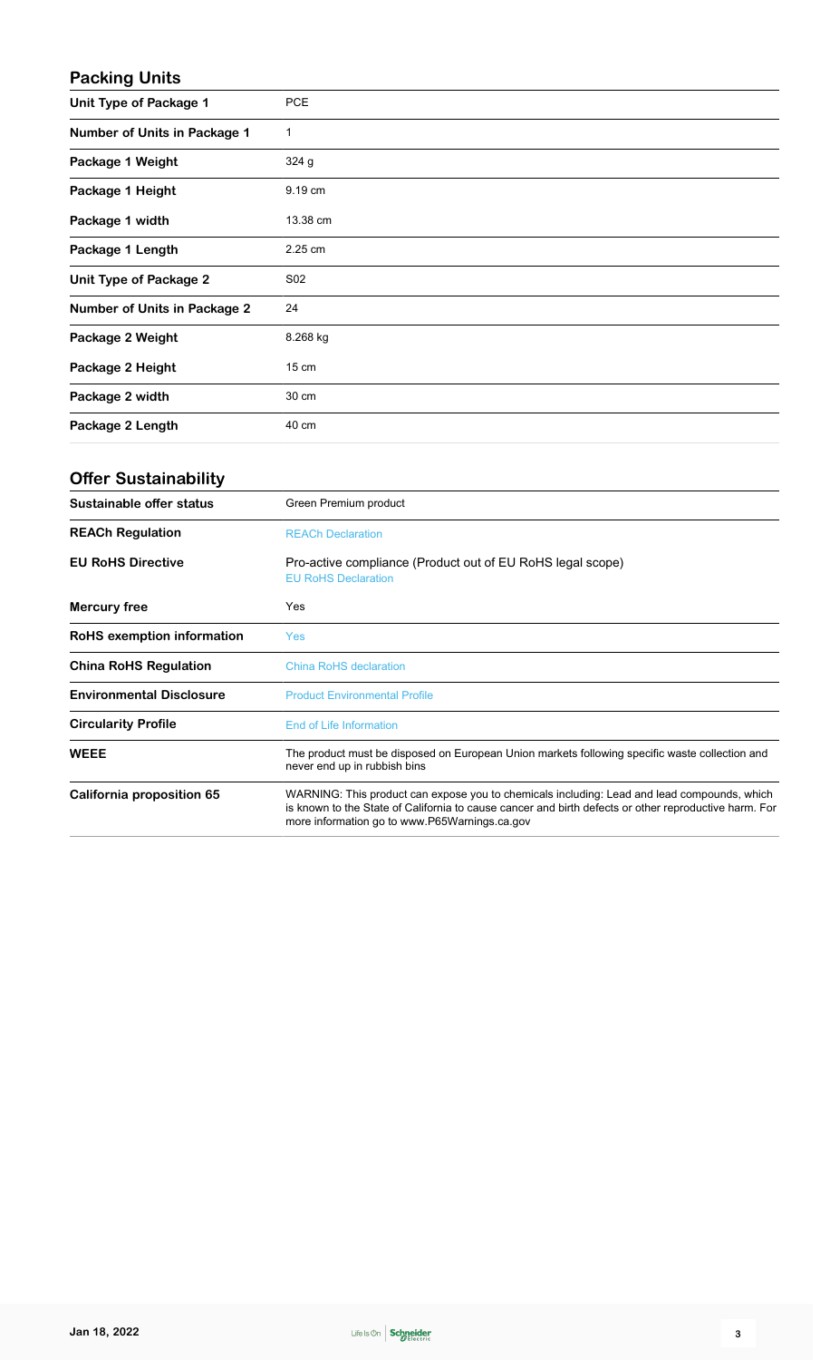## Packing Units

| | |
|---|---|
| **Unit Type of Package 1** | PCE |
| **Number of Units in Package 1** | 1 |
| **Package 1 Weight** | 324 g |
| **Package 1 Height** | 9.19 cm |
| **Package 1 width** | 13.38 cm |
| **Package 1 Length** | 2.25 cm |
| **Unit Type of Package 2** | S02 |
| **Number of Units in Package 2** | 24 |
| **Package 2 Weight** | 8.268 kg |
| **Package 2 Height** | 15 cm |
| **Package 2 width** | 30 cm |
| **Package 2 Length** | 40 cm |

## Offer Sustainability

| | |
|---|---|
| **Sustainable offer status** | Green Premium product |
| **REACh Regulation** | REACh Declaration |
| **EU RoHS Directive** | Pro-active compliance (Product out of EU RoHS legal scope) EU RoHS Declaration |
| **Mercury free** | Yes |
| **RoHS exemption information** | Yes |
| **China RoHS Regulation** | China RoHS declaration |
| **Environmental Disclosure** | Product Environmental Profile |
| **Circularity Profile** | End of Life Information |
| **WEEE** | The product must be disposed on European Union markets following specific waste collection and never end up in rubbish bins |
| **California proposition 65** | WARNING: This product can expose you to chemicals including: Lead and lead compounds, which is known to the State of California to cause cancer and birth defects or other reproductive harm. For more information go to www.P65Warnings.ca.gov |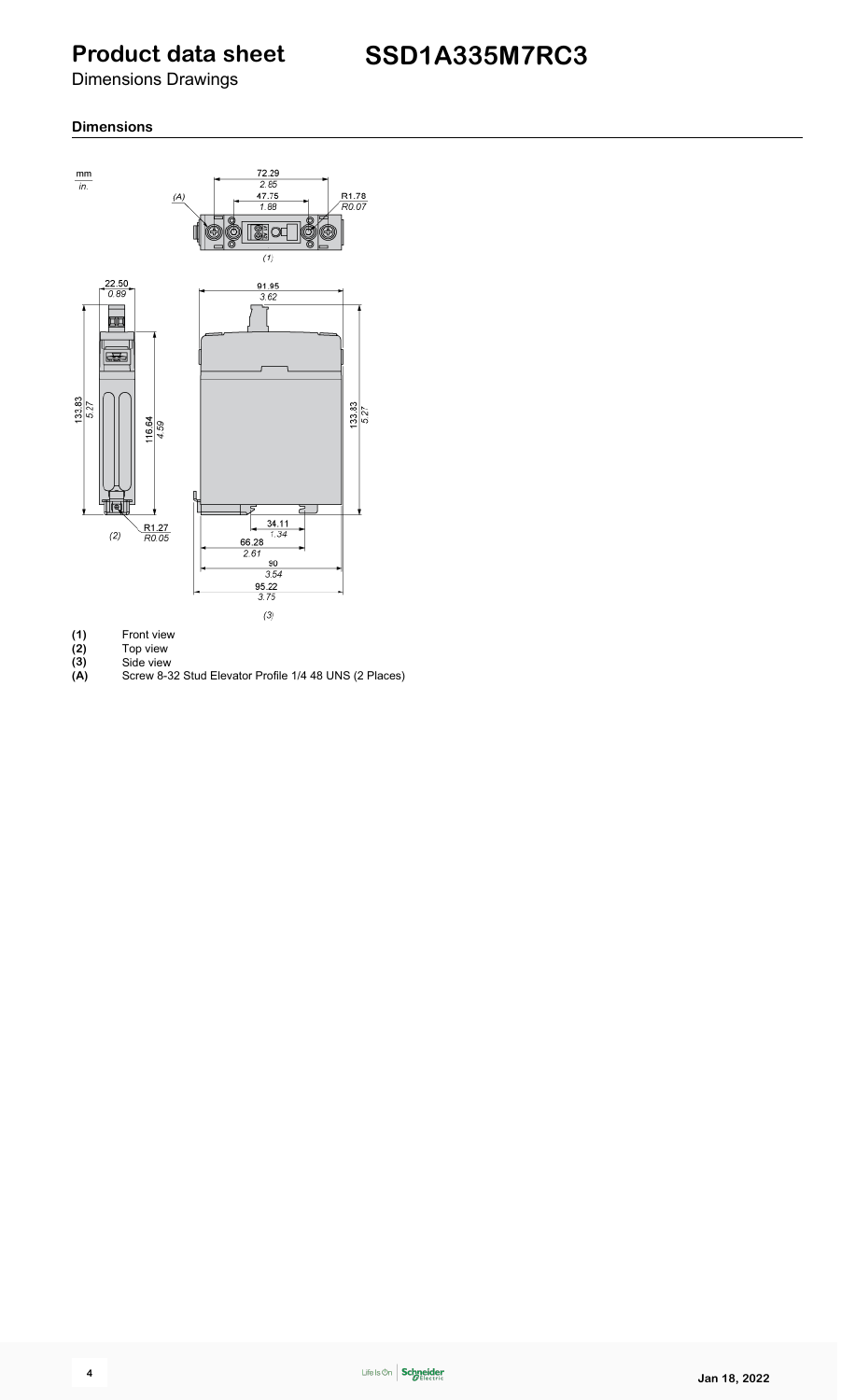# Product data sheet

## SSD1A335M7RC3

Dimensions Drawings

### Dimensions

mm
in.

72.29
2.85
47.75
1.88
R1.78
R0.07
(A)
(1)

22.50
0.89
133.83
5.27
116.64
4.59
R1.27
R0.05
(2)

91.95
3.62
133.83
5.27
34.11
1.34
66.28
2.61
90
3.54
95.22
3.75
(3)

**(1)** Front view
**(2)** Top view
**(3)** Side view
**(A)** Screw 8-32 Stud Elevator Profile 1/4 48 UNS (2 Places)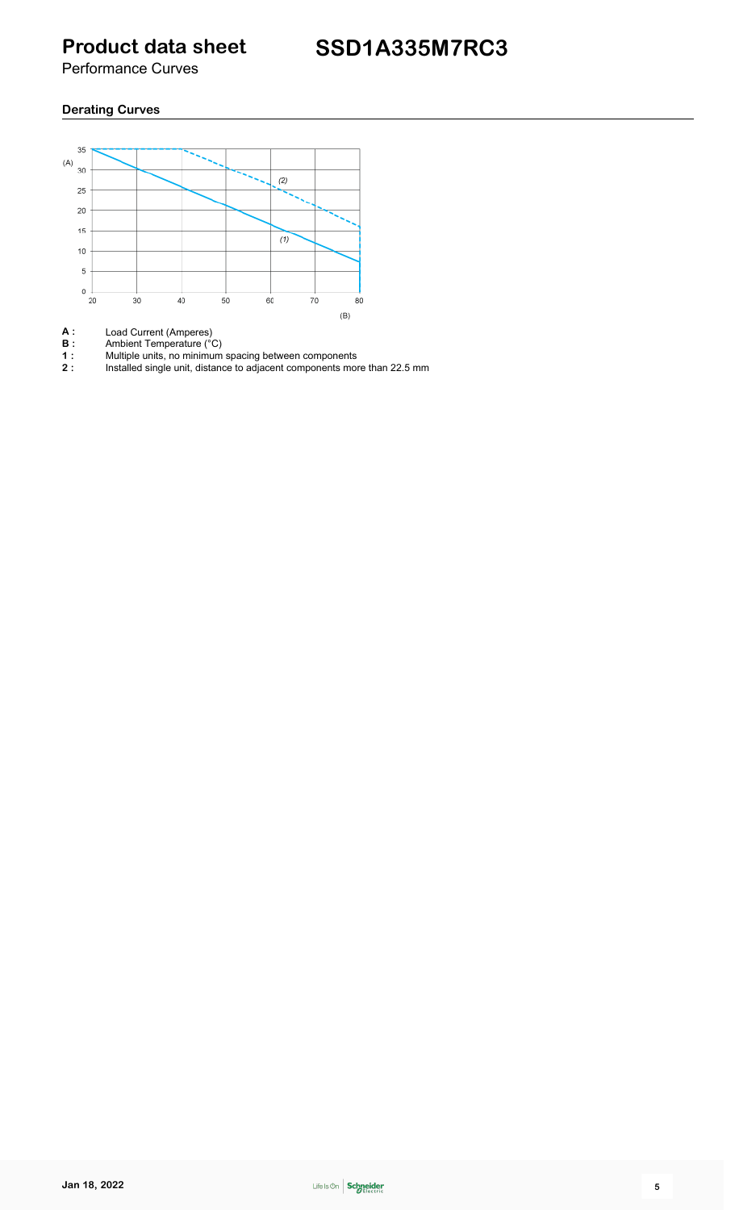# Product data sheet

# SSD1A335M7RC3

Performance Curves

### Derating Curves

(A)

35
30
25
20
15
10
5
0

20 30 40 50 60 70 80

(B)

(1)

(2)

**A :** Load Current (Amperes)
**B :** Ambient Temperature (°C)
**1 :** Multiple units, no minimum spacing between components
**2 :** Installed single unit, distance to adjacent components more than 22.5 mm